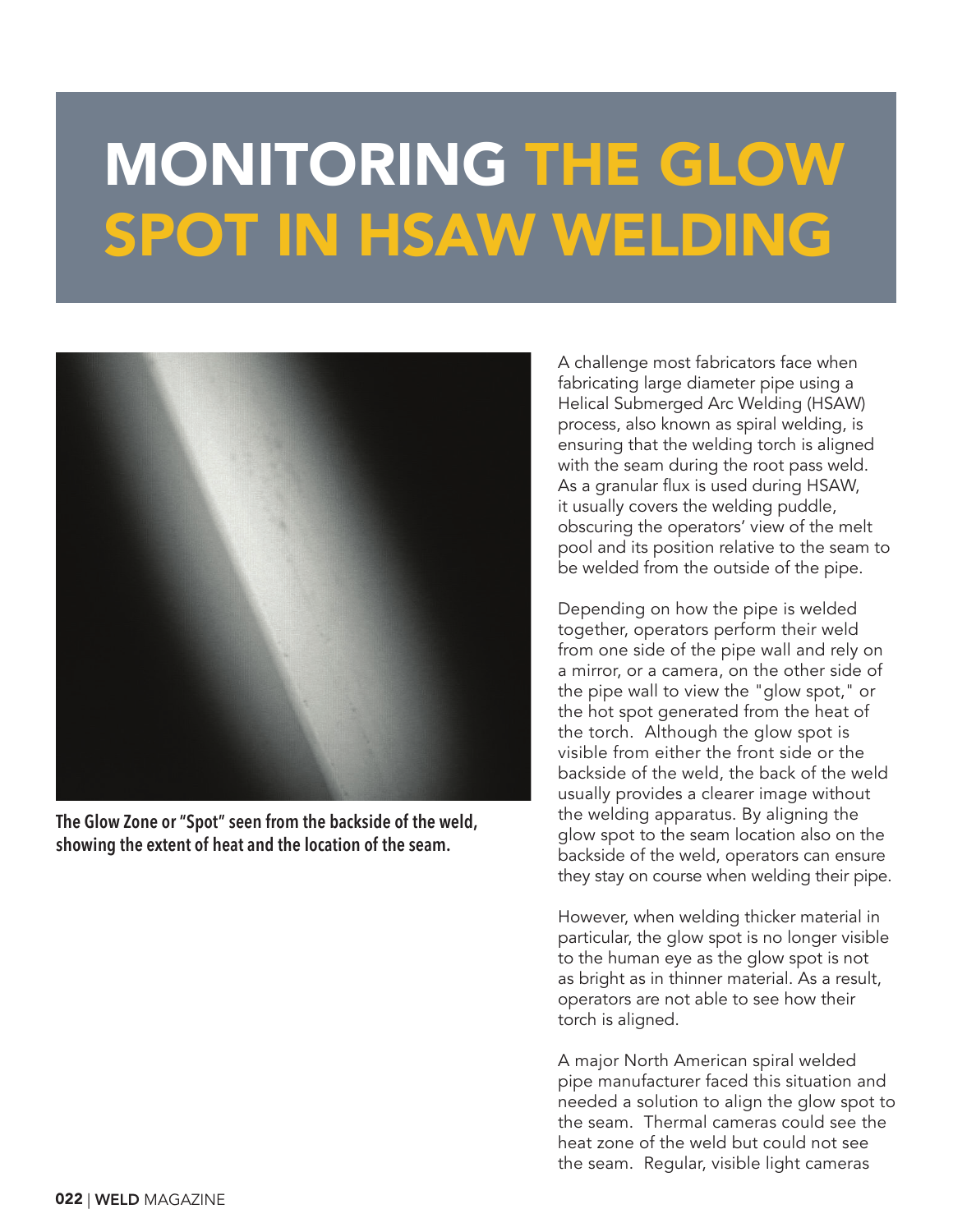# MONITORING THE GLOW SPOT IN HSAW WELDING

The Glow Zone or "Spot" seen from the backside of the weld, showing the extent of heat and the location of the seam.

A challenge most fabricators face when fabricating large diameter pipe using a Helical Submerged Arc Welding (HSAW) process, also known as spiral welding, is ensuring that the welding torch is aligned with the seam during the root pass weld. As a granular flux is used during HSAW, it usually covers the welding puddle, obscuring the operators' view of the melt pool and its position relative to the seam to be welded from the outside of the pipe.

Depending on how the pipe is welded together, operators perform their weld from one side of the pipe wall and rely on a mirror, or a camera, on the other side of the pipe wall to view the "glow spot," or the hot spot generated from the heat of the torch. Although the glow spot is visible from either the front side or the backside of the weld, the back of the weld usually provides a clearer image without the welding apparatus. By aligning the glow spot to the seam location also on the backside of the weld, operators can ensure they stay on course when welding their pipe.

However, when welding thicker material in particular, the glow spot is no longer visible to the human eye as the glow spot is not as bright as in thinner material. As a result, operators are not able to see how their torch is aligned.

A major North American spiral welded pipe manufacturer faced this situation and needed a solution to align the glow spot to the seam. Thermal cameras could see the heat zone of the weld but could not see the seam. Regular, visible light cameras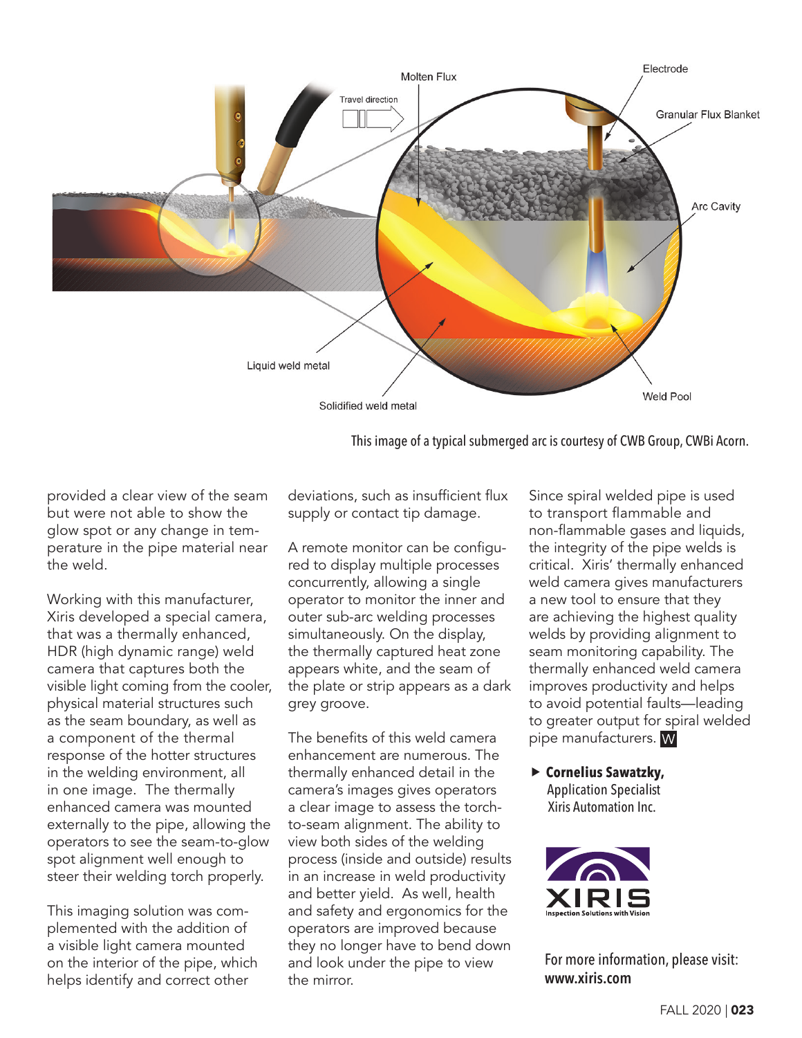Molten Flux

Travel direction

Electrode

Granular Flux Blanket

Arc Cavity

Liquid weld metal

Solidified weld metal

Weld Pool

This image of a typical submerged arc is courtesy of CWB Group, CWBi Acorn.

provided a clear view of the seam but were not able to show the glow spot or any change in temperature in the pipe material near the weld.

Working with this manufacturer, Xiris developed a special camera, that was a thermally enhanced, HDR (high dynamic range) weld camera that captures both the visible light coming from the cooler, physical material structures such as the seam boundary, as well as a component of the thermal response of the hotter structures in the welding environment, all in one image. The thermally enhanced camera was mounted externally to the pipe, allowing the operators to see the seam-to-glow spot alignment well enough to steer their welding torch properly.

This imaging solution was complemented with the addition of a visible light camera mounted on the interior of the pipe, which helps identify and correct other deviations, such as insufficient flux supply or contact tip damage.

A remote monitor can be configured to display multiple processes concurrently, allowing a single operator to monitor the inner and outer sub-arc welding processes simultaneously. On the display, the thermally captured heat zone appears white, and the seam of the plate or strip appears as a dark grey groove.

The benefits of this weld camera enhancement are numerous. The thermally enhanced detail in the camera's images gives operators a clear image to assess the torch-to-seam alignment. The ability to view both sides of the welding process (inside and outside) results in an increase in weld productivity and better yield. As well, health and safety and ergonomics for the operators are improved because they no longer have to bend down and look under the pipe to view the mirror.

Since spiral welded pipe is used to transport flammable and non-flammable gases and liquids, the integrity of the pipe welds is critical. Xiris' thermally enhanced weld camera gives manufacturers a new tool to ensure that they are achieving the highest quality welds by providing alignment to seam monitoring capability. The thermally enhanced weld camera improves productivity and helps to avoid potential faults—leading to greater output for spiral welded pipe manufacturers. W

▸ **Cornelius Sawatzky,**
Application Specialist
Xiris Automation Inc.

XIRIS
Inspection Solutions with Vision

For more information, please visit:
**www.xiris.com**